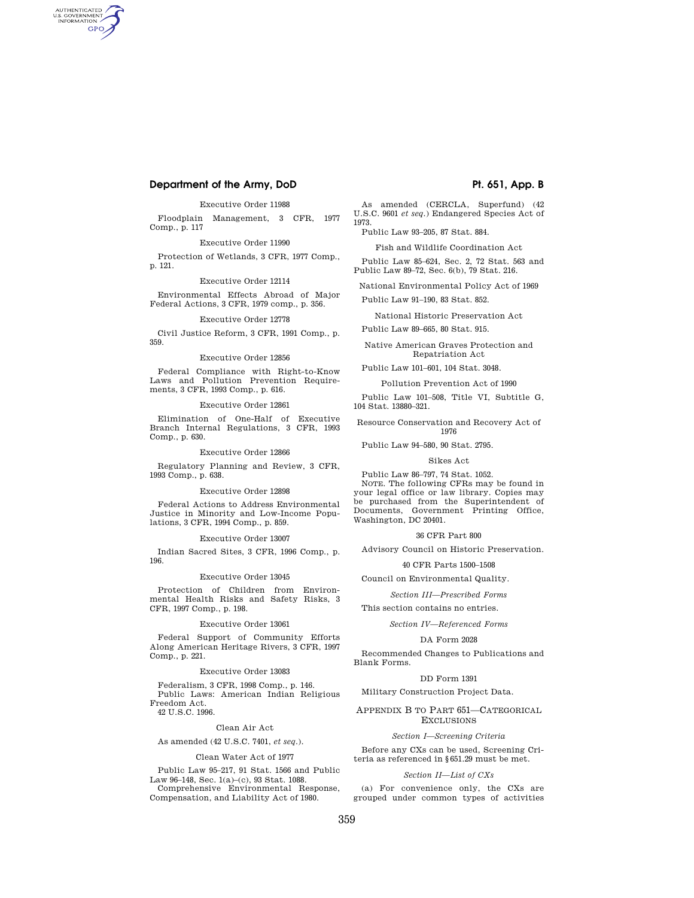Executive Order 11988

Floodplain Management, 3 CFR, 1977 Comp., p. 117

Executive Order 11990

Protection of Wetlands, 3 CFR, 1977 Comp., p. 121.

Executive Order 12114

Environmental Effects Abroad of Major Federal Actions, 3 CFR, 1979 comp., p. 356.

Executive Order 12778

Civil Justice Reform, 3 CFR, 1991 Comp., p. 359.

Executive Order 12856

Federal Compliance with Right-to-Know Laws and Pollution Prevention Requirements, 3 CFR, 1993 Comp., p. 616.

Executive Order 12861

Elimination of One-Half of Executive Branch Internal Regulations, 3 CFR, 1993 Comp., p. 630.

Executive Order 12866

Regulatory Planning and Review, 3 CFR, 1993 Comp., p. 638.

Executive Order 12898

Federal Actions to Address Environmental Justice in Minority and Low-Income Populations, 3 CFR, 1994 Comp., p. 859.

Executive Order 13007

Indian Sacred Sites, 3 CFR, 1996 Comp., p. 196.

Executive Order 13045

Protection of Children from Environmental Health Risks and Safety Risks, 3 CFR, 1997 Comp., p. 198.

Executive Order 13061

Federal Support of Community Efforts Along American Heritage Rivers, 3 CFR, 1997 Comp., p. 221.

Executive Order 13083

Federalism, 3 CFR, 1998 Comp., p. 146.

Public Laws: American Indian Religious Freedom Act.

42 U.S.C. 1996.

Clean Air Act

As amended (42 U.S.C. 7401, *et seq.*).

Clean Water Act of 1977

Public Law 95–217, 91 Stat. 1566 and Public Law 96–148, Sec. 1(a)–(c), 93 Stat. 1088.

Comprehensive Environmental Response, Compensation, and Liability Act of 1980.

As amended (CERCLA, Superfund) (42 U.S.C. 9601 *et seq.*) Endangered Species Act of 1973.

Public Law 93–205, 87 Stat. 884.

Fish and Wildlife Coordination Act

Public Law 85–624, Sec. 2, 72 Stat. 563 and Public Law 89–72, Sec. 6(b), 79 Stat. 216.

National Environmental Policy Act of 1969

Public Law 91–190, 83 Stat. 852.

National Historic Preservation Act

Public Law 89–665, 80 Stat. 915.

Native American Graves Protection and Repatriation Act

Public Law 101–601, 104 Stat. 3048.

Pollution Prevention Act of 1990

Public Law 101–508, Title VI, Subtitle G, 104 Stat. 13880–321.

Resource Conservation and Recovery Act of 1976

Public Law 94–580, 90 Stat. 2795.

Sikes Act

Public Law 86–797, 74 Stat. 1052.

NOTE. The following CFRs may be found in your legal office or law library. Copies may be purchased from the Superintendent of Documents, Government Printing Office, Washington, DC 20401.

36 CFR Part 800

Advisory Council on Historic Preservation.

40 CFR Parts 1500–1508

Council on Environmental Quality.

*Section III—Prescribed Forms*

This section contains no entries.

*Section IV—Referenced Forms*

DA Form 2028

Recommended Changes to Publications and Blank Forms.

DD Form 1391

Military Construction Project Data.

## APPENDIX B TO PART 651—CATEGORICAL EXCLUSIONS

*Section I—Screening Criteria*

Before any CXs can be used, Screening Criteria as referenced in §651.29 must be met.

*Section II—List of CXs*

(a) For convenience only, the CXs are grouped under common types of activities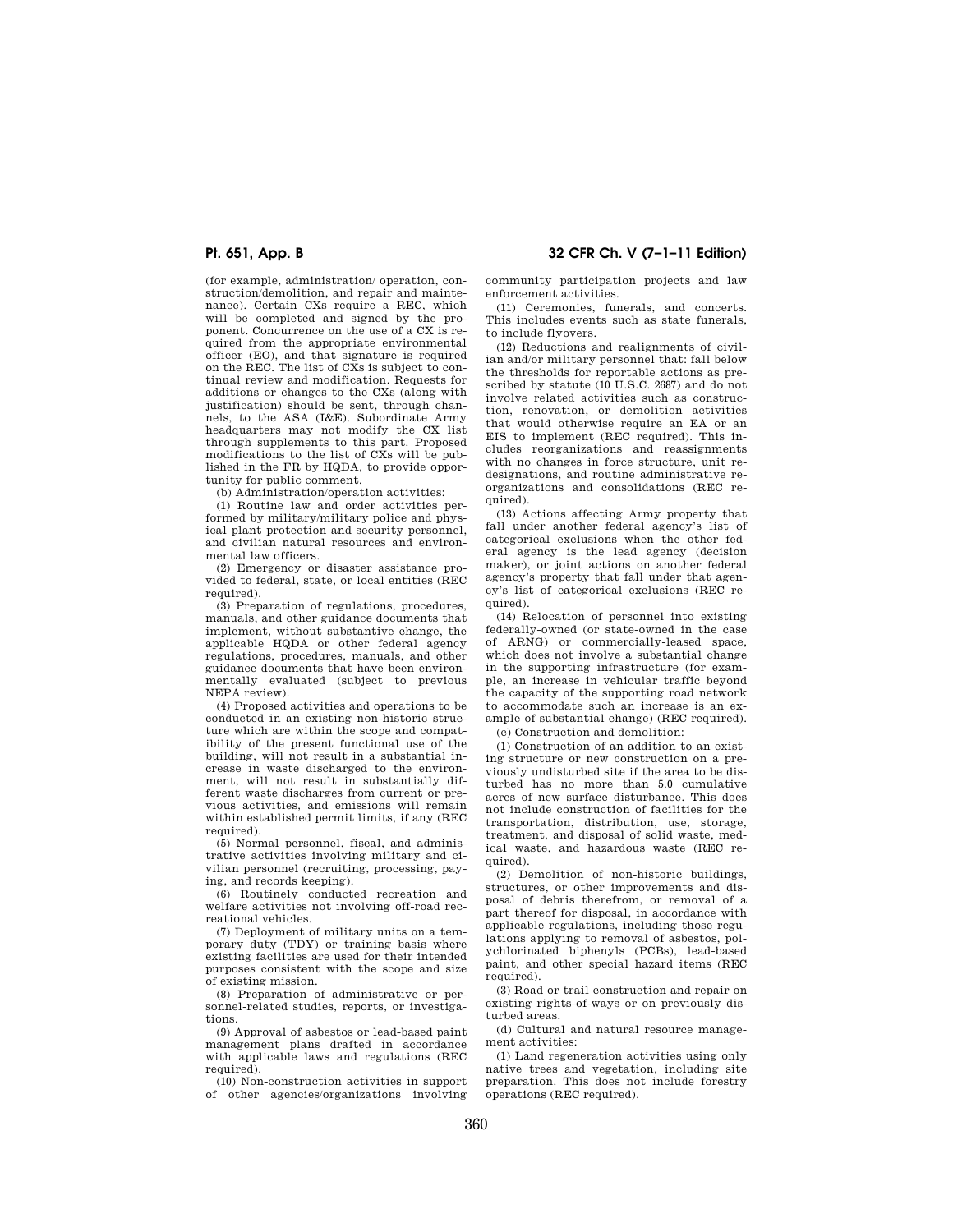(for example, administration/ operation, construction/demolition, and repair and maintenance). Certain CXs require a REC, which will be completed and signed by the proponent. Concurrence on the use of a CX is required from the appropriate environmental officer (EO), and that signature is required on the REC. The list of CXs is subject to continual review and modification. Requests for additions or changes to the CXs (along with justification) should be sent, through channels, to the ASA (I&E). Subordinate Army headquarters may not modify the CX list through supplements to this part. Proposed modifications to the list of CXs will be published in the FR by HQDA, to provide opportunity for public comment.

(b) Administration/operation activities:

(1) Routine law and order activities performed by military/military police and physical plant protection and security personnel, and civilian natural resources and environmental law officers.

(2) Emergency or disaster assistance provided to federal, state, or local entities (REC required).

(3) Preparation of regulations, procedures, manuals, and other guidance documents that implement, without substantive change, the applicable HQDA or other federal agency regulations, procedures, manuals, and other guidance documents that have been environmentally evaluated (subject to previous NEPA review).

(4) Proposed activities and operations to be conducted in an existing non-historic structure which are within the scope and compatibility of the present functional use of the building, will not result in a substantial increase in waste discharged to the environment, will not result in substantially different waste discharges from current or previous activities, and emissions will remain within established permit limits, if any (REC required).

(5) Normal personnel, fiscal, and administrative activities involving military and civilian personnel (recruiting, processing, paying, and records keeping).

(6) Routinely conducted recreation and welfare activities not involving off-road recreational vehicles.

(7) Deployment of military units on a temporary duty (TDY) or training basis where existing facilities are used for their intended purposes consistent with the scope and size of existing mission.

(8) Preparation of administrative or personnel-related studies, reports, or investigations.

(9) Approval of asbestos or lead-based paint management plans drafted in accordance with applicable laws and regulations (REC required).

(10) Non-construction activities in support of other agencies/organizations involving community participation projects and law enforcement activities.

(11) Ceremonies, funerals, and concerts. This includes events such as state funerals, to include flyovers.

(12) Reductions and realignments of civilian and/or military personnel that: fall below the thresholds for reportable actions as prescribed by statute (10 U.S.C. 2687) and do not involve related activities such as construction, renovation, or demolition activities that would otherwise require an EA or an EIS to implement (REC required). This includes reorganizations and reassignments with no changes in force structure, unit redesignations, and routine administrative reorganizations and consolidations (REC required).

(13) Actions affecting Army property that fall under another federal agency's list of categorical exclusions when the other federal agency is the lead agency (decision maker), or joint actions on another federal agency's property that fall under that agency's list of categorical exclusions (REC required).

(14) Relocation of personnel into existing federally-owned (or state-owned in the case of ARNG) or commercially-leased space, which does not involve a substantial change in the supporting infrastructure (for example, an increase in vehicular traffic beyond the capacity of the supporting road network to accommodate such an increase is an example of substantial change) (REC required).

(c) Construction and demolition:

(1) Construction of an addition to an existing structure or new construction on a previously undisturbed site if the area to be disturbed has no more than 5.0 cumulative acres of new surface disturbance. This does not include construction of facilities for the transportation, distribution, use, storage, treatment, and disposal of solid waste, medical waste, and hazardous waste (REC required).

(2) Demolition of non-historic buildings, structures, or other improvements and disposal of debris therefrom, or removal of a part thereof for disposal, in accordance with applicable regulations, including those regulations applying to removal of asbestos, polychlorinated biphenyls (PCBs), lead-based paint, and other special hazard items (REC required).

(3) Road or trail construction and repair on existing rights-of-ways or on previously disturbed areas.

(d) Cultural and natural resource management activities:

(1) Land regeneration activities using only native trees and vegetation, including site preparation. This does not include forestry operations (REC required).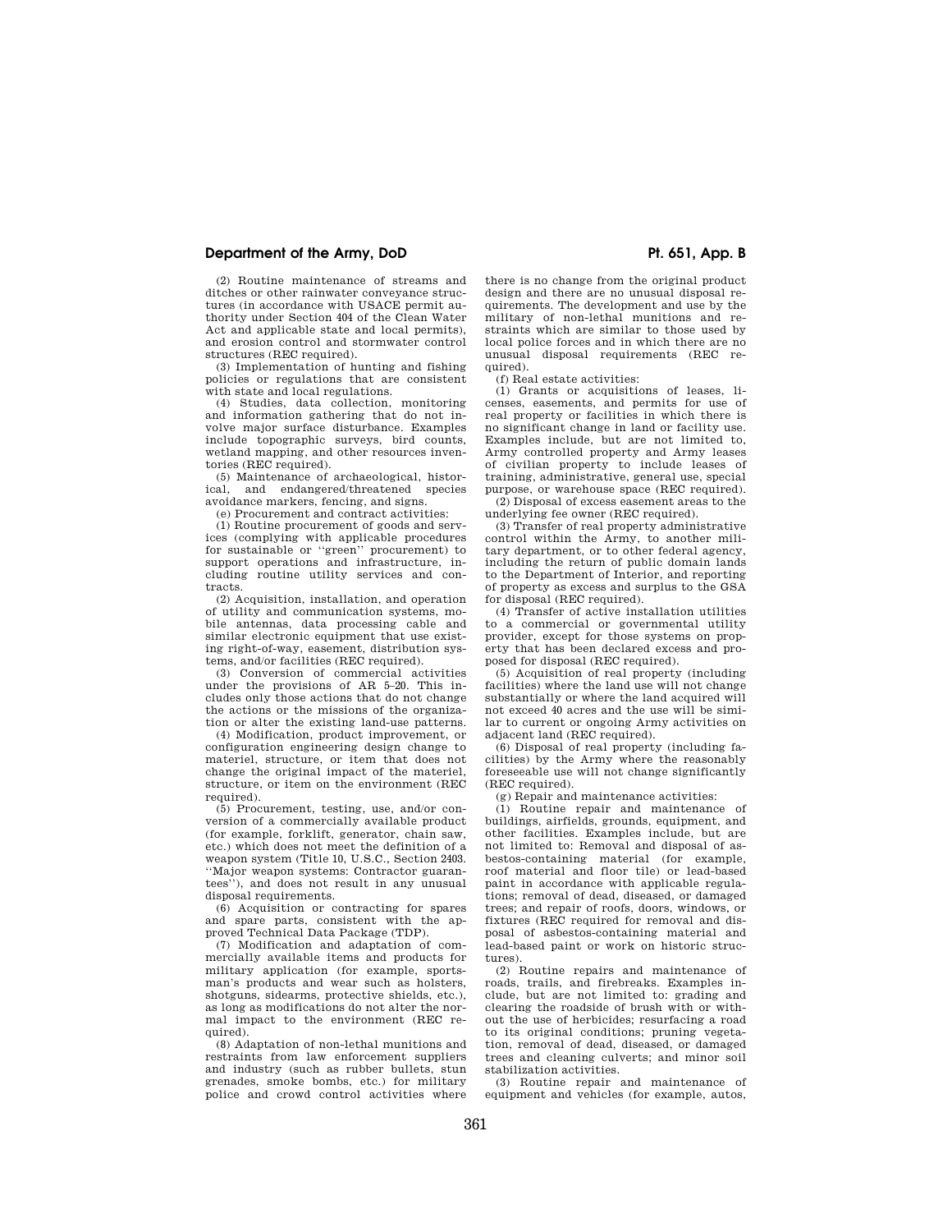(2) Routine maintenance of streams and ditches or other rainwater conveyance structures (in accordance with USACE permit authority under Section 404 of the Clean Water Act and applicable state and local permits), and erosion control and stormwater control structures (REC required).

(3) Implementation of hunting and fishing policies or regulations that are consistent with state and local regulations.

(4) Studies, data collection, monitoring and information gathering that do not involve major surface disturbance. Examples include topographic surveys, bird counts, wetland mapping, and other resources inventories (REC required).

(5) Maintenance of archaeological, historical, and endangered/threatened species avoidance markers, fencing, and signs.

(e) Procurement and contract activities:

(1) Routine procurement of goods and services (complying with applicable procedures for sustainable or "green" procurement) to support operations and infrastructure, including routine utility services and contracts.

(2) Acquisition, installation, and operation of utility and communication systems, mobile antennas, data processing cable and similar electronic equipment that use existing right-of-way, easement, distribution systems, and/or facilities (REC required).

(3) Conversion of commercial activities under the provisions of AR 5–20. This includes only those actions that do not change the actions or the missions of the organization or alter the existing land-use patterns.

(4) Modification, product improvement, or configuration engineering design change to materiel, structure, or item that does not change the original impact of the materiel, structure, or item on the environment (REC required).

(5) Procurement, testing, use, and/or conversion of a commercially available product (for example, forklift, generator, chain saw, etc.) which does not meet the definition of a weapon system (Title 10, U.S.C., Section 2403. "Major weapon systems: Contractor guarantees"), and does not result in any unusual disposal requirements.

(6) Acquisition or contracting for spares and spare parts, consistent with the approved Technical Data Package (TDP).

(7) Modification and adaptation of commercially available items and products for military application (for example, sportsman's products and wear such as holsters, shotguns, sidearms, protective shields, etc.), as long as modifications do not alter the normal impact to the environment (REC required).

(8) Adaptation of non-lethal munitions and restraints from law enforcement suppliers and industry (such as rubber bullets, stun grenades, smoke bombs, etc.) for military police and crowd control activities where there is no change from the original product design and there are no unusual disposal requirements. The development and use by the military of non-lethal munitions and restraints which are similar to those used by local police forces and in which there are no unusual disposal requirements (REC required).

(f) Real estate activities:

(1) Grants or acquisitions of leases, licenses, easements, and permits for use of real property or facilities in which there is no significant change in land or facility use. Examples include, but are not limited to, Army controlled property and Army leases of civilian property to include leases of training, administrative, general use, special purpose, or warehouse space (REC required).

(2) Disposal of excess easement areas to the underlying fee owner (REC required).

(3) Transfer of real property administrative control within the Army, to another military department, or to other federal agency, including the return of public domain lands to the Department of Interior, and reporting of property as excess and surplus to the GSA for disposal (REC required).

(4) Transfer of active installation utilities to a commercial or governmental utility provider, except for those systems on property that has been declared excess and proposed for disposal (REC required).

(5) Acquisition of real property (including facilities) where the land use will not change substantially or where the land acquired will not exceed 40 acres and the use will be similar to current or ongoing Army activities on adjacent land (REC required).

(6) Disposal of real property (including facilities) by the Army where the reasonably foreseeable use will not change significantly (REC required).

(g) Repair and maintenance activities:

(1) Routine repair and maintenance of buildings, airfields, grounds, equipment, and other facilities. Examples include, but are not limited to: Removal and disposal of asbestos-containing material (for example, roof material and floor tile) or lead-based paint in accordance with applicable regulations; removal of dead, diseased, or damaged trees; and repair of roofs, doors, windows, or fixtures (REC required for removal and disposal of asbestos-containing material and lead-based paint or work on historic structures).

(2) Routine repairs and maintenance of roads, trails, and firebreaks. Examples include, but are not limited to: grading and clearing the roadside of brush with or without the use of herbicides; resurfacing a road to its original conditions; pruning vegetation, removal of dead, diseased, or damaged trees and cleaning culverts; and minor soil stabilization activities.

(3) Routine repair and maintenance of equipment and vehicles (for example, autos,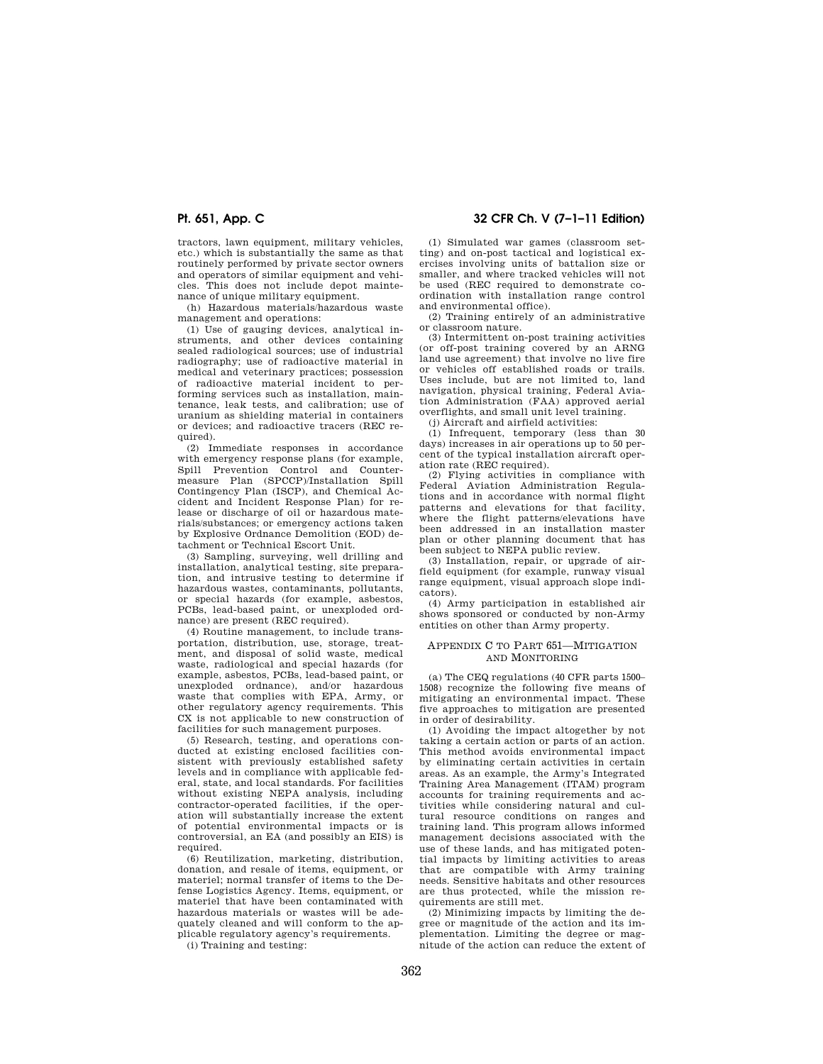tractors, lawn equipment, military vehicles, etc.) which is substantially the same as that routinely performed by private sector owners and operators of similar equipment and vehicles. This does not include depot maintenance of unique military equipment.

(h) Hazardous materials/hazardous waste management and operations:

(1) Use of gauging devices, analytical instruments, and other devices containing sealed radiological sources; use of industrial radiography; use of radioactive material in medical and veterinary practices; possession of radioactive material incident to performing services such as installation, maintenance, leak tests, and calibration; use of uranium as shielding material in containers or devices; and radioactive tracers (REC required).

(2) Immediate responses in accordance with emergency response plans (for example, Spill Prevention Control and Countermeasure Plan (SPCCP)/Installation Spill Contingency Plan (ISCP), and Chemical Accident and Incident Response Plan) for release or discharge of oil or hazardous materials/substances; or emergency actions taken by Explosive Ordnance Demolition (EOD) detachment or Technical Escort Unit.

(3) Sampling, surveying, well drilling and installation, analytical testing, site preparation, and intrusive testing to determine if hazardous wastes, contaminants, pollutants, or special hazards (for example, asbestos, PCBs, lead-based paint, or unexploded ordnance) are present (REC required).

(4) Routine management, to include transportation, distribution, use, storage, treatment, and disposal of solid waste, medical waste, radiological and special hazards (for example, asbestos, PCBs, lead-based paint, or unexploded ordnance), and/or hazardous waste that complies with EPA, Army, or other regulatory agency requirements. This CX is not applicable to new construction of facilities for such management purposes.

(5) Research, testing, and operations conducted at existing enclosed facilities consistent with previously established safety levels and in compliance with applicable federal, state, and local standards. For facilities without existing NEPA analysis, including contractor-operated facilities, if the operation will substantially increase the extent of potential environmental impacts or is controversial, an EA (and possibly an EIS) is required.

(6) Reutilization, marketing, distribution, donation, and resale of items, equipment, or materiel; normal transfer of items to the Defense Logistics Agency. Items, equipment, or materiel that have been contaminated with hazardous materials or wastes will be adequately cleaned and will conform to the applicable regulatory agency's requirements.

(i) Training and testing:

(1) Simulated war games (classroom setting) and on-post tactical and logistical exercises involving units of battalion size or smaller, and where tracked vehicles will not be used (REC required to demonstrate coordination with installation range control and environmental office).

(2) Training entirely of an administrative or classroom nature.

(3) Intermittent on-post training activities (or off-post training covered by an ARNG land use agreement) that involve no live fire or vehicles off established roads or trails. Uses include, but are not limited to, land navigation, physical training, Federal Aviation Administration (FAA) approved aerial overflights, and small unit level training.

(j) Aircraft and airfield activities:

(1) Infrequent, temporary (less than 30 days) increases in air operations up to 50 percent of the typical installation aircraft operation rate (REC required).

(2) Flying activities in compliance with Federal Aviation Administration Regulations and in accordance with normal flight patterns and elevations for that facility, where the flight patterns/elevations have been addressed in an installation master plan or other planning document that has been subject to NEPA public review.

(3) Installation, repair, or upgrade of airfield equipment (for example, runway visual range equipment, visual approach slope indicators).

(4) Army participation in established air shows sponsored or conducted by non-Army entities on other than Army property.

## APPENDIX C TO PART 651—MITIGATION AND MONITORING

(a) The CEQ regulations (40 CFR parts 1500–1508) recognize the following five means of mitigating an environmental impact. These five approaches to mitigation are presented in order of desirability.

(1) Avoiding the impact altogether by not taking a certain action or parts of an action. This method avoids environmental impact by eliminating certain activities in certain areas. As an example, the Army's Integrated Training Area Management (ITAM) program accounts for training requirements and activities while considering natural and cultural resource conditions on ranges and training land. This program allows informed management decisions associated with the use of these lands, and has mitigated potential impacts by limiting activities to areas that are compatible with Army training needs. Sensitive habitats and other resources are thus protected, while the mission requirements are still met.

(2) Minimizing impacts by limiting the degree or magnitude of the action and its implementation. Limiting the degree or magnitude of the action can reduce the extent of